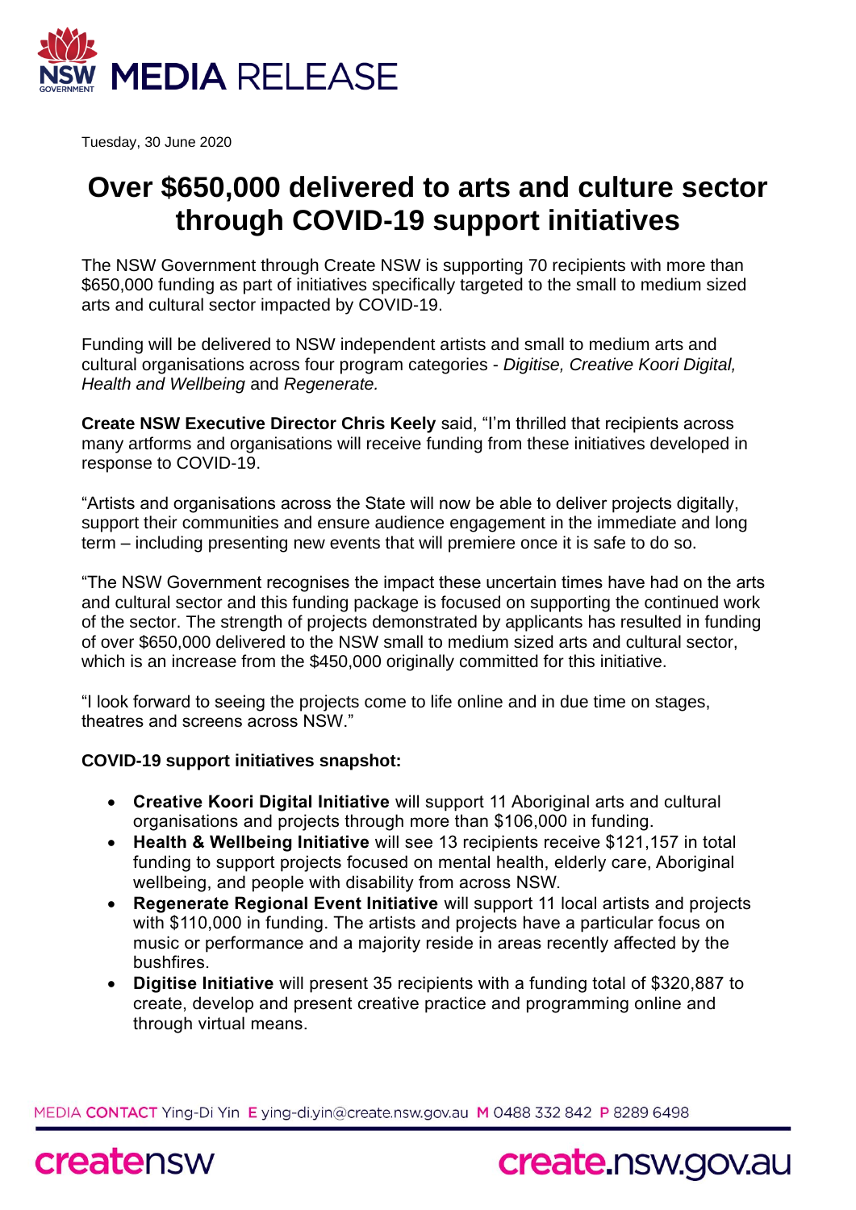# MEDIA RELEASE

Tuesday, 30 June 2020

# Over $650,000 delivered to arts and culture sector through COVID-19 support initiatives

The NSW Government through Create NSW is supporting 70 recipients with more than $650,000 funding as part of initiatives specifically targeted to the small to medium sized arts and cultural sector impacted by COVID-19.

Funding will be delivered to NSW independent artists and small to medium arts and cultural organisations across four program categories - *Digitise, Creative Koori Digital, Health and Wellbeing* and *Regenerate.*

**Create NSW Executive Director Chris Keely** said, "I'm thrilled that recipients across many artforms and organisations will receive funding from these initiatives developed in response to COVID-19.

"Artists and organisations across the State will now be able to deliver projects digitally, support their communities and ensure audience engagement in the immediate and long term – including presenting new events that will premiere once it is safe to do so.

"The NSW Government recognises the impact these uncertain times have had on the arts and cultural sector and this funding package is focused on supporting the continued work of the sector. The strength of projects demonstrated by applicants has resulted in funding of over $650,000 delivered to the NSW small to medium sized arts and cultural sector, which is an increase from the $450,000 originally committed for this initiative.

"I look forward to seeing the projects come to life online and in due time on stages, theatres and screens across NSW."

**COVID-19 support initiatives snapshot:**

- **Creative Koori Digital Initiative** will support 11 Aboriginal arts and cultural organisations and projects through more than $106,000 in funding.
- **Health & Wellbeing Initiative** will see 13 recipients receive $121,157 in total funding to support projects focused on mental health, elderly care, Aboriginal wellbeing, and people with disability from across NSW.
- **Regenerate Regional Event Initiative** will support 11 local artists and projects with $110,000 in funding. The artists and projects have a particular focus on music or performance and a majority reside in areas recently affected by the bushfires.
- **Digitise Initiative** will present 35 recipients with a funding total of $320,887 to create, develop and present creative practice and programming online and through virtual means.

MEDIA CONTACT Ying-Di Yin E ying-di.yin@create.nsw.gov.au M 0488 332 842 P 8289 6498

creatensw create.nsw.gov.au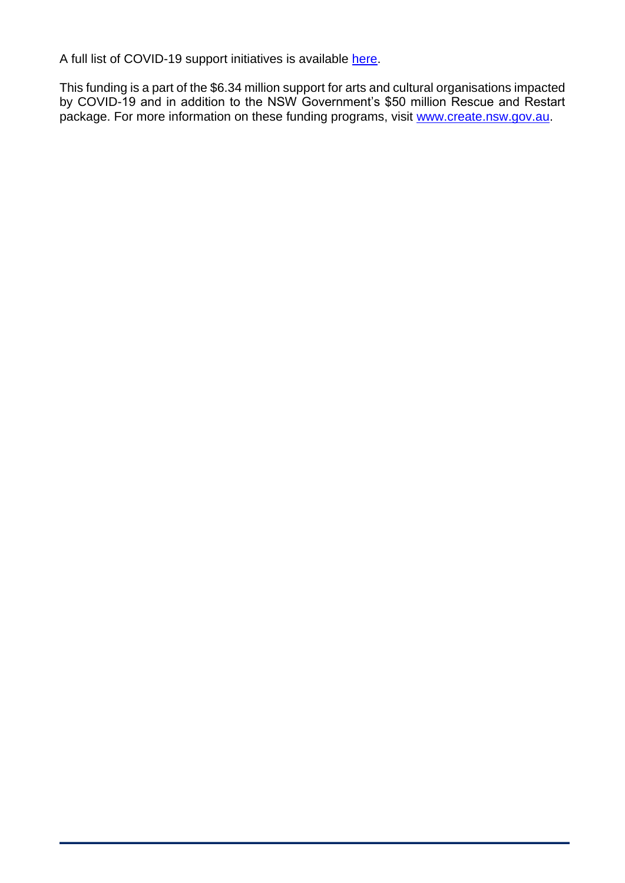A full list of COVID-19 support initiatives is available here.

This funding is a part of the $6.34 million support for arts and cultural organisations impacted by COVID-19 and in addition to the NSW Government's $50 million Rescue and Restart package. For more information on these funding programs, visit www.create.nsw.gov.au.